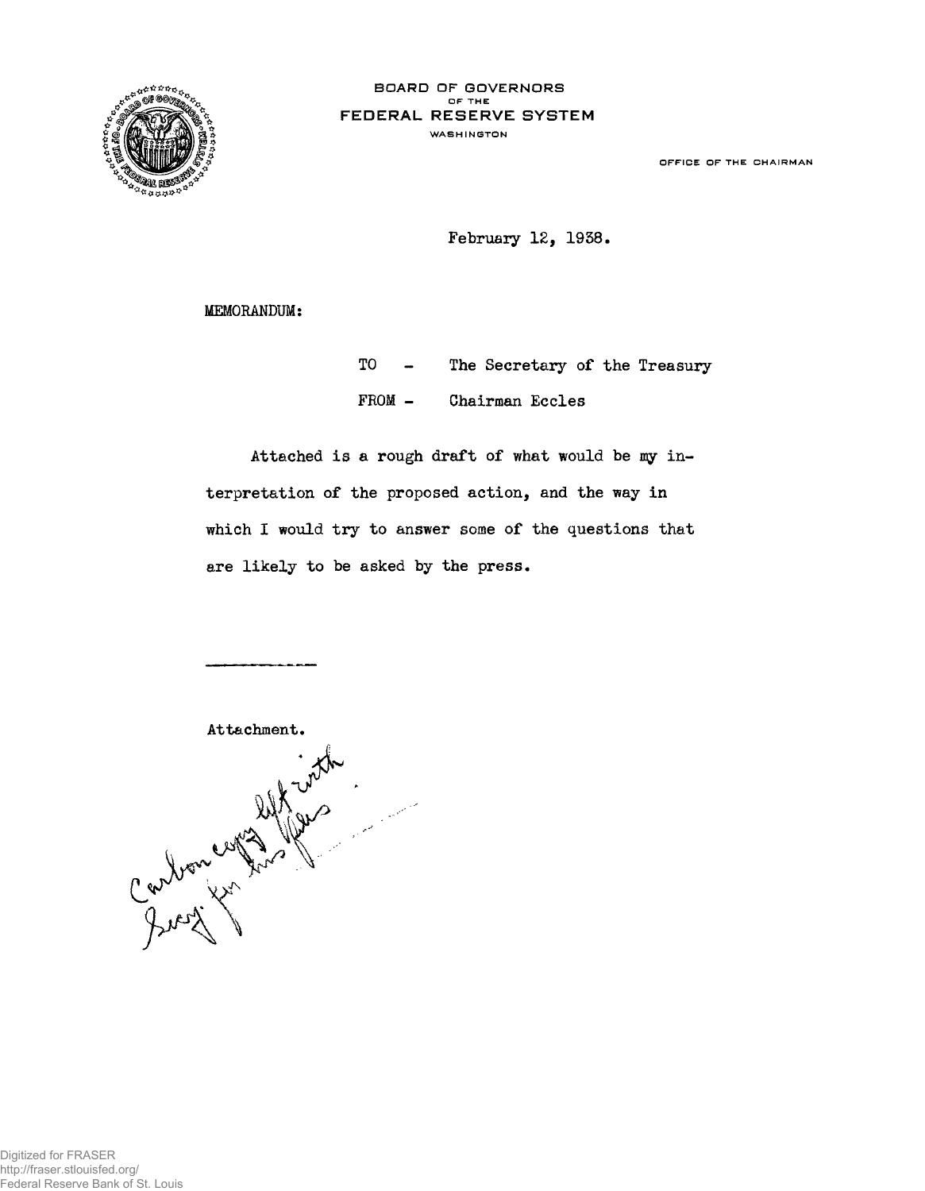BOARD OF GOVERNORS
OF THE
FEDERAL RESERVE SYSTEM
WASHINGTON

OFFICE OF THE CHAIRMAN

February 12, 1938.

MEMORANDUM:

TO - The Secretary of the Treasury

FROM - Chairman Eccles

Attached is a rough draft of what would be my interpretation of the proposed action, and the way in which I would try to answer some of the questions that are likely to be asked by the press.

---

Attachment.

Carbon copy left with Secy. for his files.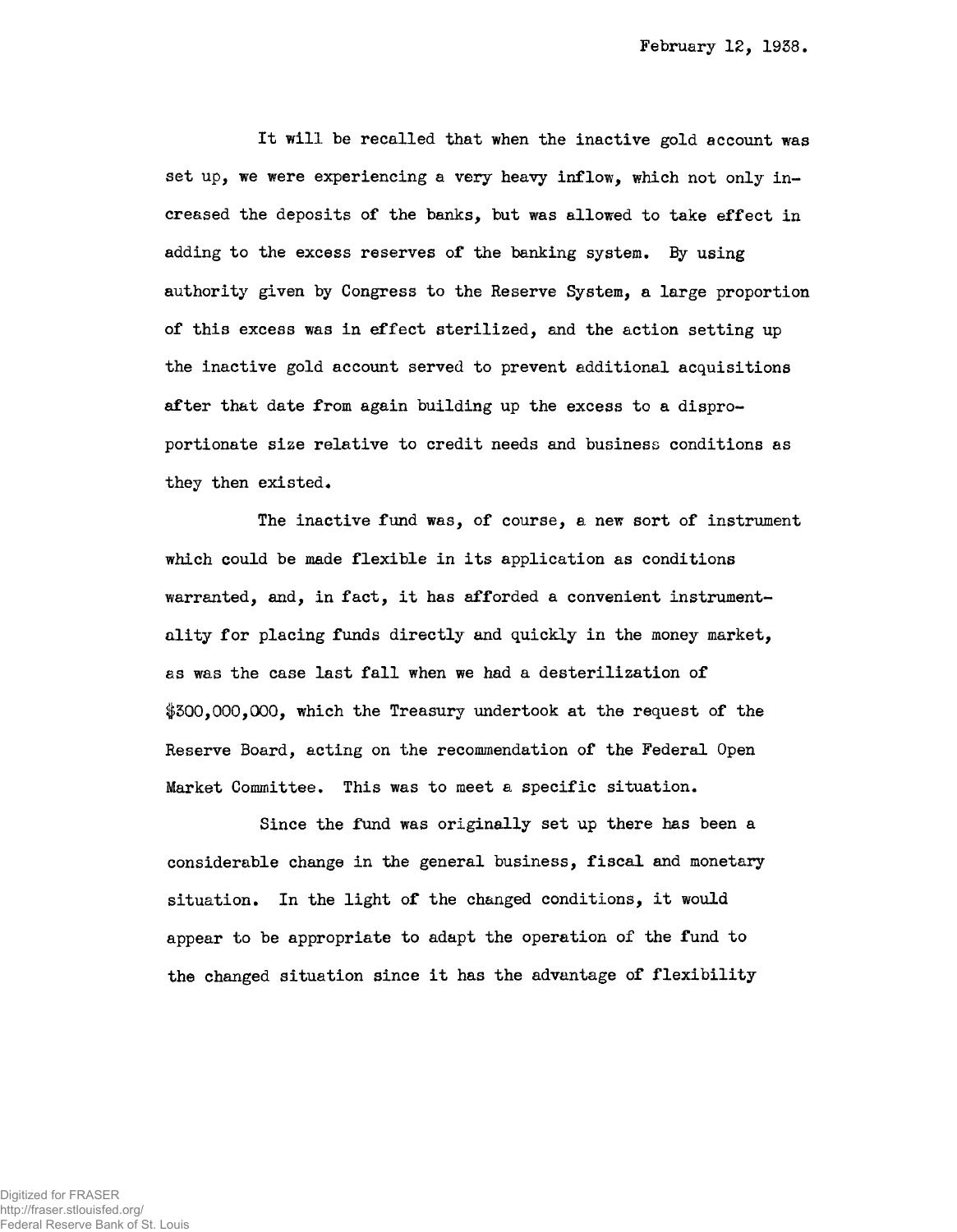February 12, 1938.

It will be recalled that when the inactive gold account was set up, we were experiencing a very heavy inflow, which not only increased the deposits of the banks, but was allowed to take effect in adding to the excess reserves of the banking system. By using authority given by Congress to the Reserve System, a large proportion of this excess was in effect sterilized, and the action setting up the inactive gold account served to prevent additional acquisitions after that date from again building up the excess to a disproportionate size relative to credit needs and business conditions as they then existed.

The inactive fund was, of course, a new sort of instrument which could be made flexible in its application as conditions warranted, and, in fact, it has afforded a convenient instrumentality for placing funds directly and quickly in the money market, as was the case last fall when we had a desterilization of $300,000,000, which the Treasury undertook at the request of the Reserve Board, acting on the recommendation of the Federal Open Market Committee. This was to meet a specific situation.

Since the fund was originally set up there has been a considerable change in the general business, fiscal and monetary situation. In the light of the changed conditions, it would appear to be appropriate to adapt the operation of the fund to the changed situation since it has the advantage of flexibility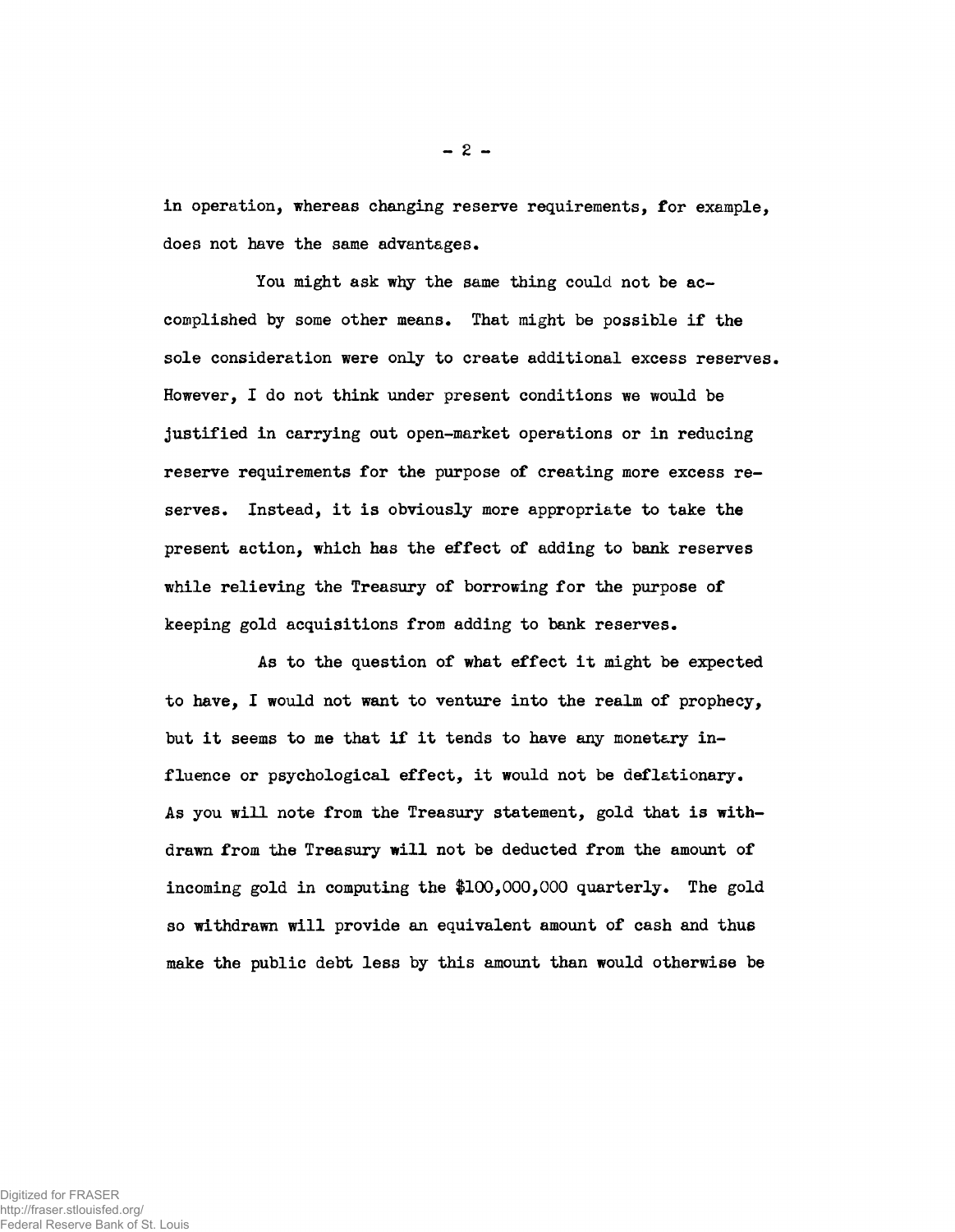in operation, whereas changing reserve requirements, for example, does not have the same advantages.

You might ask why the same thing could not be accomplished by some other means. That might be possible if the sole consideration were only to create additional excess reserves. However, I do not think under present conditions we would be justified in carrying out open-market operations or in reducing reserve requirements for the purpose of creating more excess reserves. Instead, it is obviously more appropriate to take the present action, which has the effect of adding to bank reserves while relieving the Treasury of borrowing for the purpose of keeping gold acquisitions from adding to bank reserves.

As to the question of what effect it might be expected to have, I would not want to venture into the realm of prophecy, but it seems to me that if it tends to have any monetary influence or psychological effect, it would not be deflationary. As you will note from the Treasury statement, gold that is withdrawn from the Treasury will not be deducted from the amount of incoming gold in computing the $100,000,000 quarterly. The gold so withdrawn will provide an equivalent amount of cash and thus make the public debt less by this amount than would otherwise be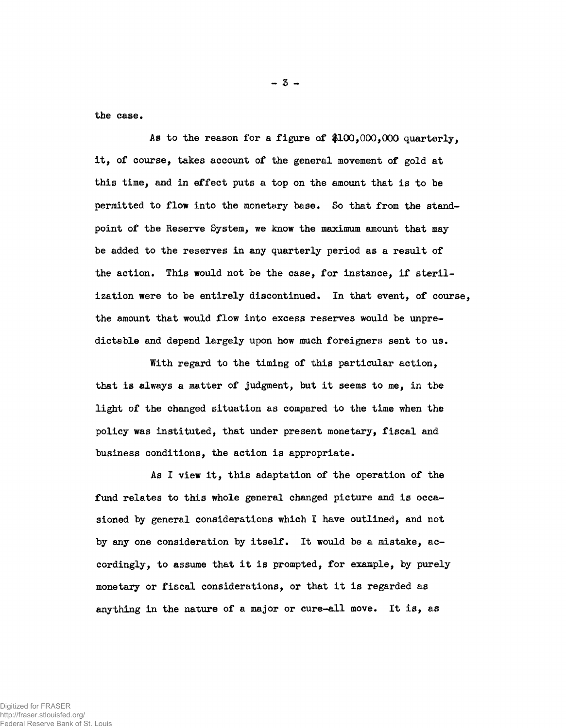the case.

As to the reason for a figure of $100,000,000 quarterly, it, of course, takes account of the general movement of gold at this time, and in effect puts a top on the amount that is to be permitted to flow into the monetary base. So that from the standpoint of the Reserve System, we know the maximum amount that may be added to the reserves in any quarterly period as a result of the action. This would not be the case, for instance, if sterilization were to be entirely discontinued. In that event, of course, the amount that would flow into excess reserves would be unpredictable and depend largely upon how much foreigners sent to us.

With regard to the timing of this particular action, that is always a matter of judgment, but it seems to me, in the light of the changed situation as compared to the time when the policy was instituted, that under present monetary, fiscal and business conditions, the action is appropriate.

As I view it, this adaptation of the operation of the fund relates to this whole general changed picture and is occasioned by general considerations which I have outlined, and not by any one consideration by itself. It would be a mistake, accordingly, to assume that it is prompted, for example, by purely monetary or fiscal considerations, or that it is regarded as anything in the nature of a major or cure-all move. It is, as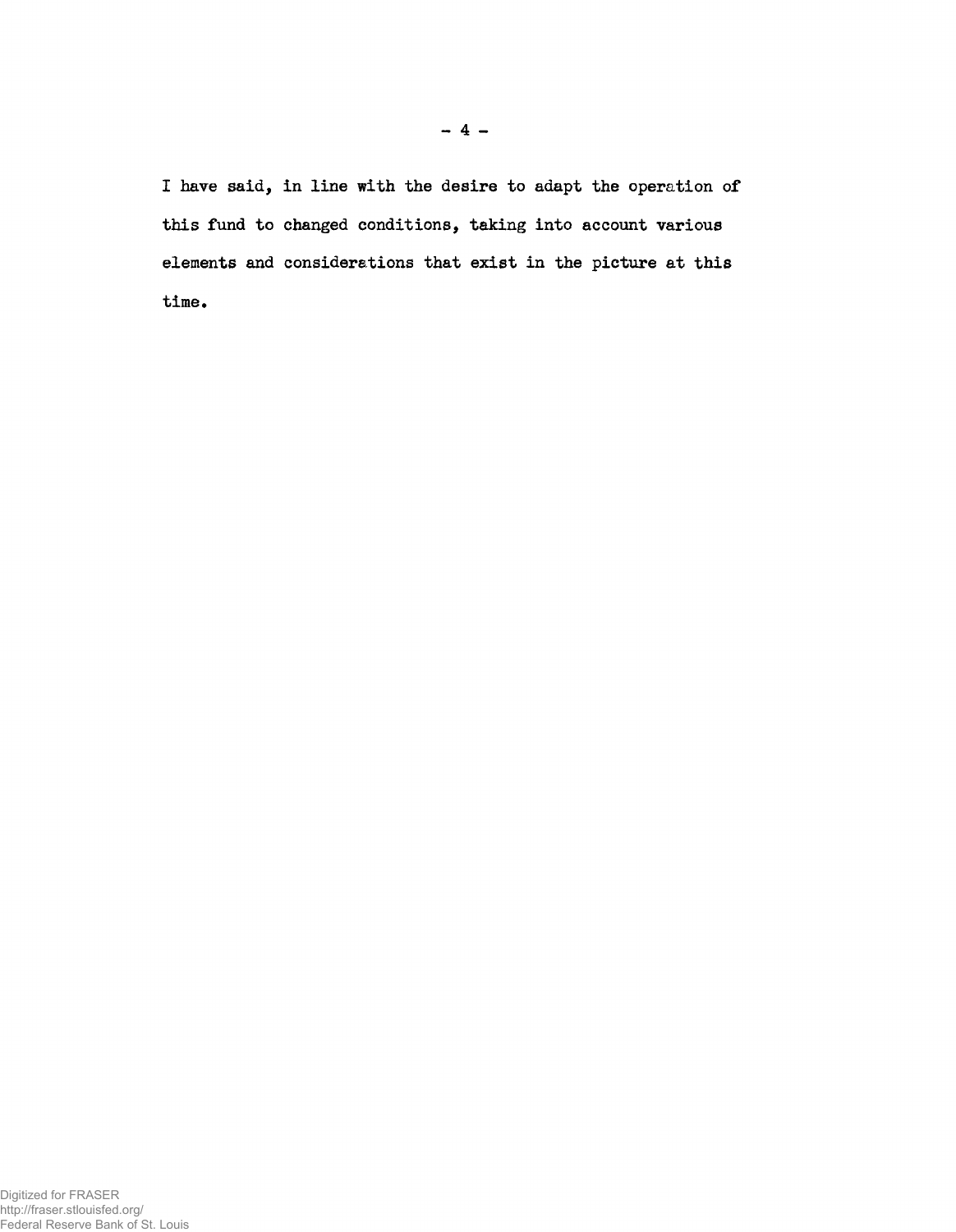I have said, in line with the desire to adapt the operation of this fund to changed conditions, taking into account various elements and considerations that exist in the picture at this time.